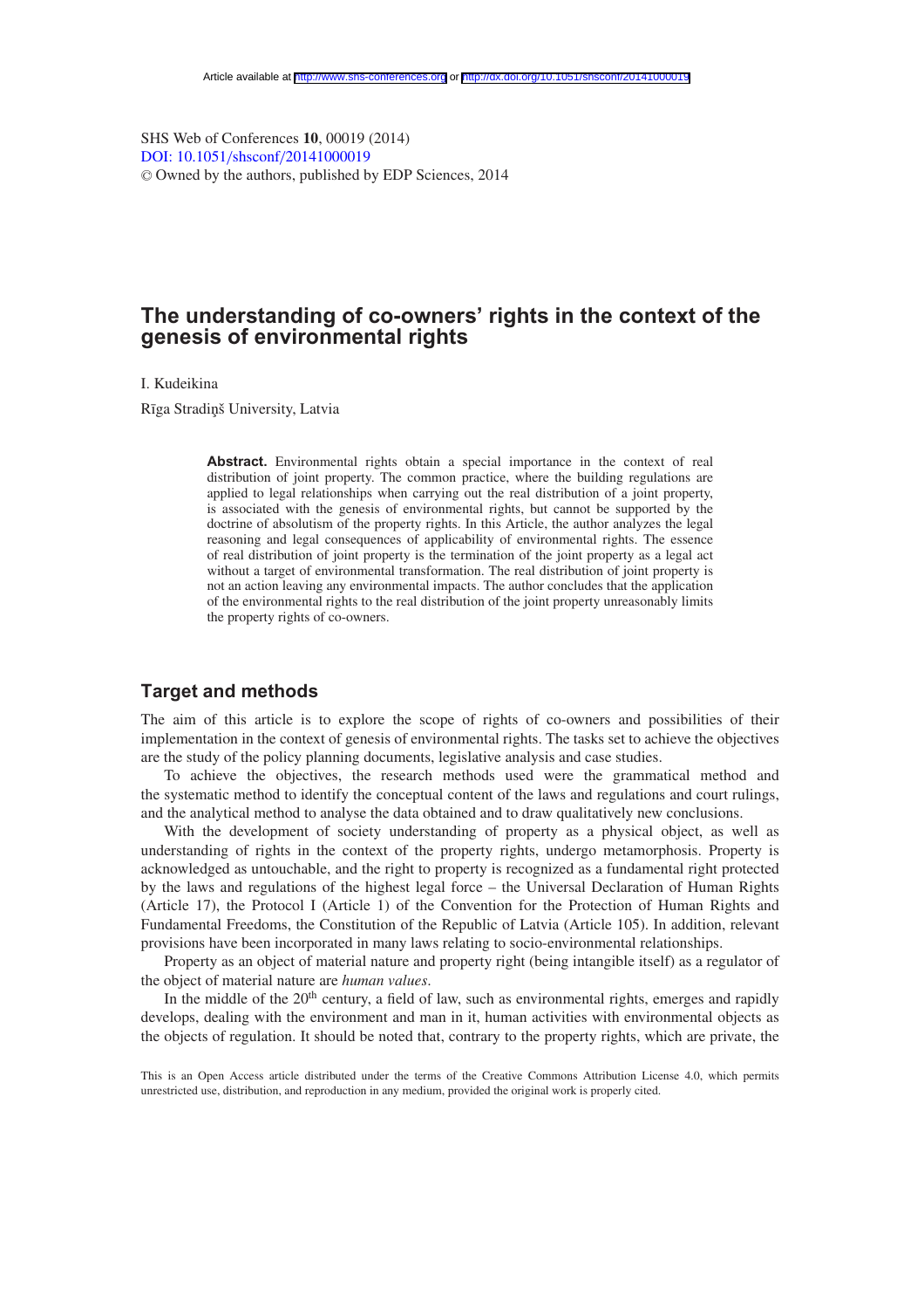# The understanding of co-owners' rights in the context of the genesis of environmental rights

I. Kudeikina

Rīga Stradiņš University, Latvia

**Abstract.** Environmental rights obtain a special importance in the context of real distribution of joint property. The common practice, where the building regulations are applied to legal relationships when carrying out the real distribution of a joint property, is associated with the genesis of environmental rights, but cannot be supported by the doctrine of absolutism of the property rights. In this Article, the author analyzes the legal reasoning and legal consequences of applicability of environmental rights. The essence of real distribution of joint property is the termination of the joint property as a legal act without a target of environmental transformation. The real distribution of joint property is not an action leaving any environmental impacts. The author concludes that the application of the environmental rights to the real distribution of the joint property unreasonably limits the property rights of co-owners.

## Target and methods

The aim of this article is to explore the scope of rights of co-owners and possibilities of their implementation in the context of genesis of environmental rights. The tasks set to achieve the objectives are the study of the policy planning documents, legislative analysis and case studies.

To achieve the objectives, the research methods used were the grammatical method and the systematic method to identify the conceptual content of the laws and regulations and court rulings, and the analytical method to analyse the data obtained and to draw qualitatively new conclusions.

With the development of society understanding of property as a physical object, as well as understanding of rights in the context of the property rights, undergo metamorphosis. Property is acknowledged as untouchable, and the right to property is recognized as a fundamental right protected by the laws and regulations of the highest legal force – the Universal Declaration of Human Rights (Article 17), the Protocol I (Article 1) of the Convention for the Protection of Human Rights and Fundamental Freedoms, the Constitution of the Republic of Latvia (Article 105). In addition, relevant provisions have been incorporated in many laws relating to socio-environmental relationships.

Property as an object of material nature and property right (being intangible itself) as a regulator of the object of material nature are *human values*.

In the middle of the 20th century, a field of law, such as environmental rights, emerges and rapidly develops, dealing with the environment and man in it, human activities with environmental objects as the objects of regulation. It should be noted that, contrary to the property rights, which are private, the

This is an Open Access article distributed under the terms of the Creative Commons Attribution License 4.0, which permits unrestricted use, distribution, and reproduction in any medium, provided the original work is properly cited.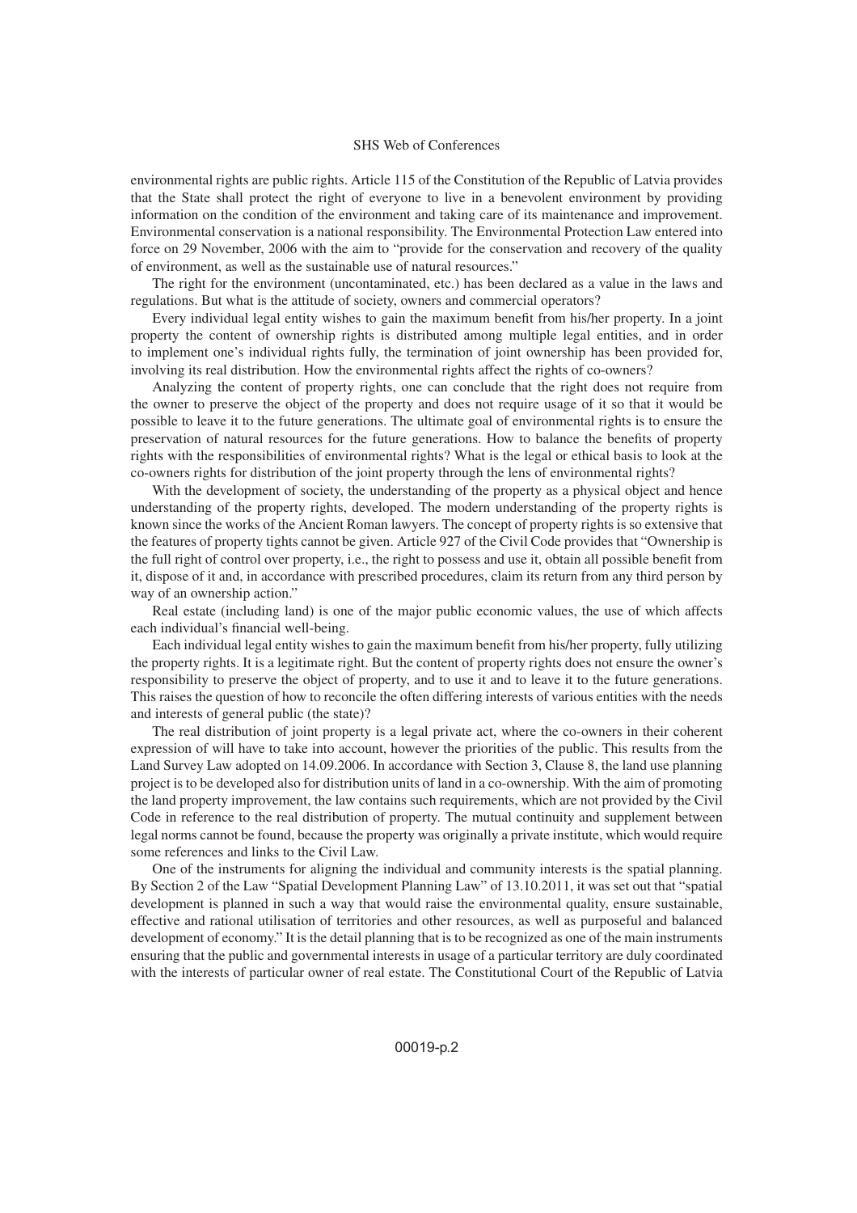environmental rights are public rights. Article 115 of the Constitution of the Republic of Latvia provides that the State shall protect the right of everyone to live in a benevolent environment by providing information on the condition of the environment and taking care of its maintenance and improvement. Environmental conservation is a national responsibility. The Environmental Protection Law entered into force on 29 November, 2006 with the aim to "provide for the conservation and recovery of the quality of environment, as well as the sustainable use of natural resources."

The right for the environment (uncontaminated, etc.) has been declared as a value in the laws and regulations. But what is the attitude of society, owners and commercial operators?

Every individual legal entity wishes to gain the maximum benefit from his/her property. In a joint property the content of ownership rights is distributed among multiple legal entities, and in order to implement one's individual rights fully, the termination of joint ownership has been provided for, involving its real distribution. How the environmental rights affect the rights of co-owners?

Analyzing the content of property rights, one can conclude that the right does not require from the owner to preserve the object of the property and does not require usage of it so that it would be possible to leave it to the future generations. The ultimate goal of environmental rights is to ensure the preservation of natural resources for the future generations. How to balance the benefits of property rights with the responsibilities of environmental rights? What is the legal or ethical basis to look at the co-owners rights for distribution of the joint property through the lens of environmental rights?

With the development of society, the understanding of the property as a physical object and hence understanding of the property rights, developed. The modern understanding of the property rights is known since the works of the Ancient Roman lawyers. The concept of property rights is so extensive that the features of property tights cannot be given. Article 927 of the Civil Code provides that "Ownership is the full right of control over property, i.e., the right to possess and use it, obtain all possible benefit from it, dispose of it and, in accordance with prescribed procedures, claim its return from any third person by way of an ownership action."

Real estate (including land) is one of the major public economic values, the use of which affects each individual's financial well-being.

Each individual legal entity wishes to gain the maximum benefit from his/her property, fully utilizing the property rights. It is a legitimate right. But the content of property rights does not ensure the owner's responsibility to preserve the object of property, and to use it and to leave it to the future generations. This raises the question of how to reconcile the often differing interests of various entities with the needs and interests of general public (the state)?

The real distribution of joint property is a legal private act, where the co-owners in their coherent expression of will have to take into account, however the priorities of the public. This results from the Land Survey Law adopted on 14.09.2006. In accordance with Section 3, Clause 8, the land use planning project is to be developed also for distribution units of land in a co-ownership. With the aim of promoting the land property improvement, the law contains such requirements, which are not provided by the Civil Code in reference to the real distribution of property. The mutual continuity and supplement between legal norms cannot be found, because the property was originally a private institute, which would require some references and links to the Civil Law.

One of the instruments for aligning the individual and community interests is the spatial planning. By Section 2 of the Law "Spatial Development Planning Law" of 13.10.2011, it was set out that "spatial development is planned in such a way that would raise the environmental quality, ensure sustainable, effective and rational utilisation of territories and other resources, as well as purposeful and balanced development of economy." It is the detail planning that is to be recognized as one of the main instruments ensuring that the public and governmental interests in usage of a particular territory are duly coordinated with the interests of particular owner of real estate. The Constitutional Court of the Republic of Latvia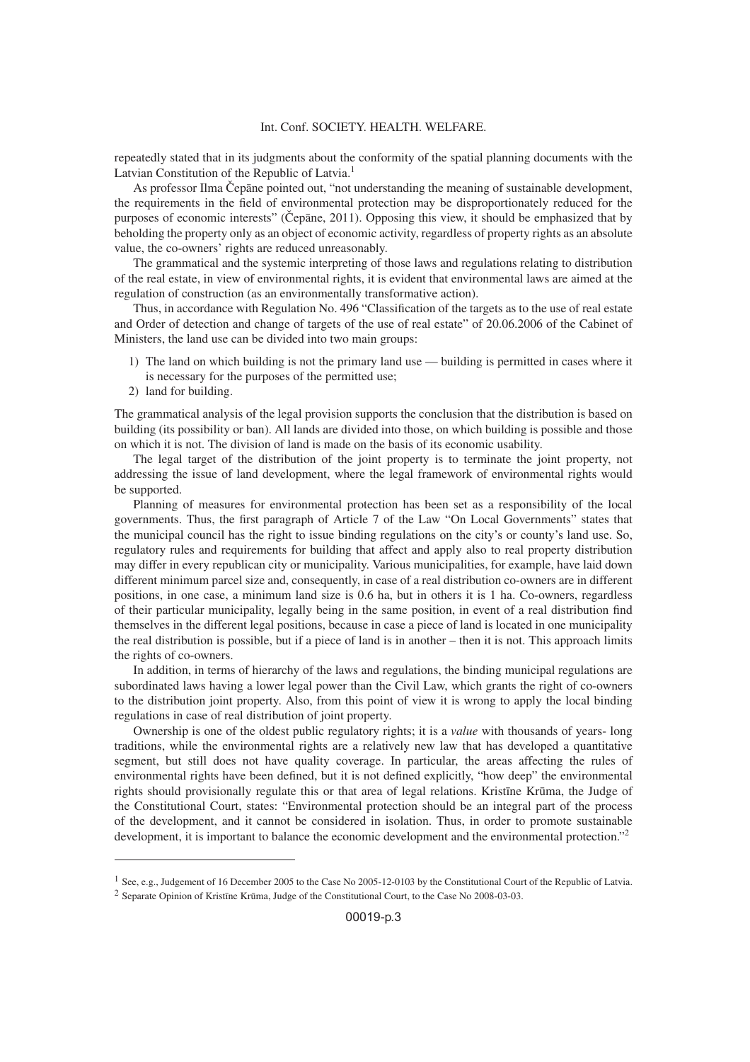repeatedly stated that in its judgments about the conformity of the spatial planning documents with the Latvian Constitution of the Republic of Latvia.[1]

As professor Ilma Čepāne pointed out, "not understanding the meaning of sustainable development, the requirements in the field of environmental protection may be disproportionately reduced for the purposes of economic interests" (Čepāne, 2011). Opposing this view, it should be emphasized that by beholding the property only as an object of economic activity, regardless of property rights as an absolute value, the co-owners' rights are reduced unreasonably.

The grammatical and the systemic interpreting of those laws and regulations relating to distribution of the real estate, in view of environmental rights, it is evident that environmental laws are aimed at the regulation of construction (as an environmentally transformative action).

Thus, in accordance with Regulation No. 496 "Classification of the targets as to the use of real estate and Order of detection and change of targets of the use of real estate" of 20.06.2006 of the Cabinet of Ministers, the land use can be divided into two main groups:

1) The land on which building is not the primary land use — building is permitted in cases where it is necessary for the purposes of the permitted use;
2) land for building.

The grammatical analysis of the legal provision supports the conclusion that the distribution is based on building (its possibility or ban). All lands are divided into those, on which building is possible and those on which it is not. The division of land is made on the basis of its economic usability.

The legal target of the distribution of the joint property is to terminate the joint property, not addressing the issue of land development, where the legal framework of environmental rights would be supported.

Planning of measures for environmental protection has been set as a responsibility of the local governments. Thus, the first paragraph of Article 7 of the Law "On Local Governments" states that the municipal council has the right to issue binding regulations on the city's or county's land use. So, regulatory rules and requirements for building that affect and apply also to real property distribution may differ in every republican city or municipality. Various municipalities, for example, have laid down different minimum parcel size and, consequently, in case of a real distribution co-owners are in different positions, in one case, a minimum land size is 0.6 ha, but in others it is 1 ha. Co-owners, regardless of their particular municipality, legally being in the same position, in event of a real distribution find themselves in the different legal positions, because in case a piece of land is located in one municipality the real distribution is possible, but if a piece of land is in another – then it is not. This approach limits the rights of co-owners.

In addition, in terms of hierarchy of the laws and regulations, the binding municipal regulations are subordinated laws having a lower legal power than the Civil Law, which grants the right of co-owners to the distribution joint property. Also, from this point of view it is wrong to apply the local binding regulations in case of real distribution of joint property.

Ownership is one of the oldest public regulatory rights; it is a *value* with thousands of years- long traditions, while the environmental rights are a relatively new law that has developed a quantitative segment, but still does not have quality coverage. In particular, the areas affecting the rules of environmental rights have been defined, but it is not defined explicitly, "how deep" the environmental rights should provisionally regulate this or that area of legal relations. Kristīne Krūma, the Judge of the Constitutional Court, states: "Environmental protection should be an integral part of the process of the development, and it cannot be considered in isolation. Thus, in order to promote sustainable development, it is important to balance the economic development and the environmental protection."[2]

---

[1] See, e.g., Judgement of 16 December 2005 to the Case No 2005-12-0103 by the Constitutional Court of the Republic of Latvia.

[2] Separate Opinion of Kristīne Krūma, Judge of the Constitutional Court, to the Case No 2008-03-03.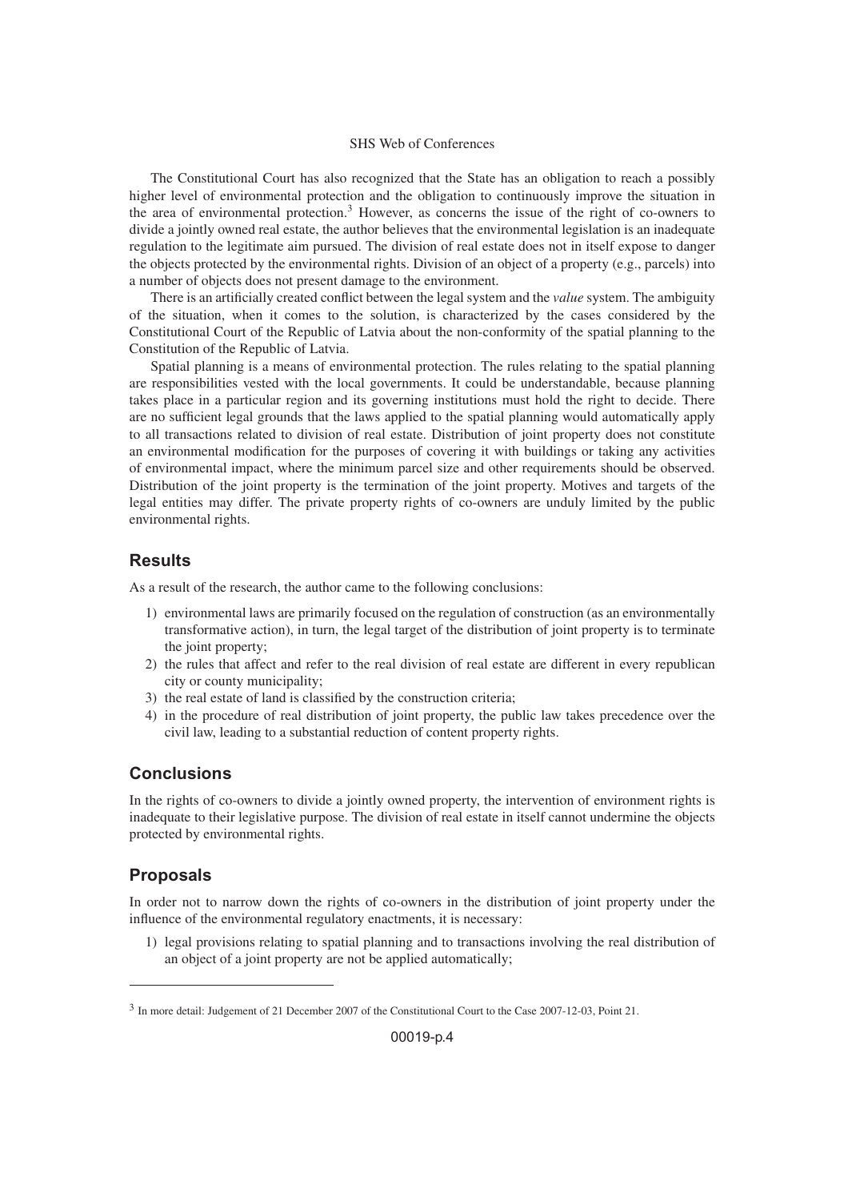The Constitutional Court has also recognized that the State has an obligation to reach a possibly higher level of environmental protection and the obligation to continuously improve the situation in the area of environmental protection.[3] However, as concerns the issue of the right of co-owners to divide a jointly owned real estate, the author believes that the environmental legislation is an inadequate regulation to the legitimate aim pursued. The division of real estate does not in itself expose to danger the objects protected by the environmental rights. Division of an object of a property (e.g., parcels) into a number of objects does not present damage to the environment.

There is an artificially created conflict between the legal system and the *value* system. The ambiguity of the situation, when it comes to the solution, is characterized by the cases considered by the Constitutional Court of the Republic of Latvia about the non-conformity of the spatial planning to the Constitution of the Republic of Latvia.

Spatial planning is a means of environmental protection. The rules relating to the spatial planning are responsibilities vested with the local governments. It could be understandable, because planning takes place in a particular region and its governing institutions must hold the right to decide. There are no sufficient legal grounds that the laws applied to the spatial planning would automatically apply to all transactions related to division of real estate. Distribution of joint property does not constitute an environmental modification for the purposes of covering it with buildings or taking any activities of environmental impact, where the minimum parcel size and other requirements should be observed. Distribution of the joint property is the termination of the joint property. Motives and targets of the legal entities may differ. The private property rights of co-owners are unduly limited by the public environmental rights.

## Results

As a result of the research, the author came to the following conclusions:

1) environmental laws are primarily focused on the regulation of construction (as an environmentally transformative action), in turn, the legal target of the distribution of joint property is to terminate the joint property;
2) the rules that affect and refer to the real division of real estate are different in every republican city or county municipality;
3) the real estate of land is classified by the construction criteria;
4) in the procedure of real distribution of joint property, the public law takes precedence over the civil law, leading to a substantial reduction of content property rights.

## Conclusions

In the rights of co-owners to divide a jointly owned property, the intervention of environment rights is inadequate to their legislative purpose. The division of real estate in itself cannot undermine the objects protected by environmental rights.

## Proposals

In order not to narrow down the rights of co-owners in the distribution of joint property under the influence of the environmental regulatory enactments, it is necessary:

1) legal provisions relating to spatial planning and to transactions involving the real distribution of an object of a joint property are not be applied automatically;

---

[3] In more detail: Judgement of 21 December 2007 of the Constitutional Court to the Case 2007-12-03, Point 21.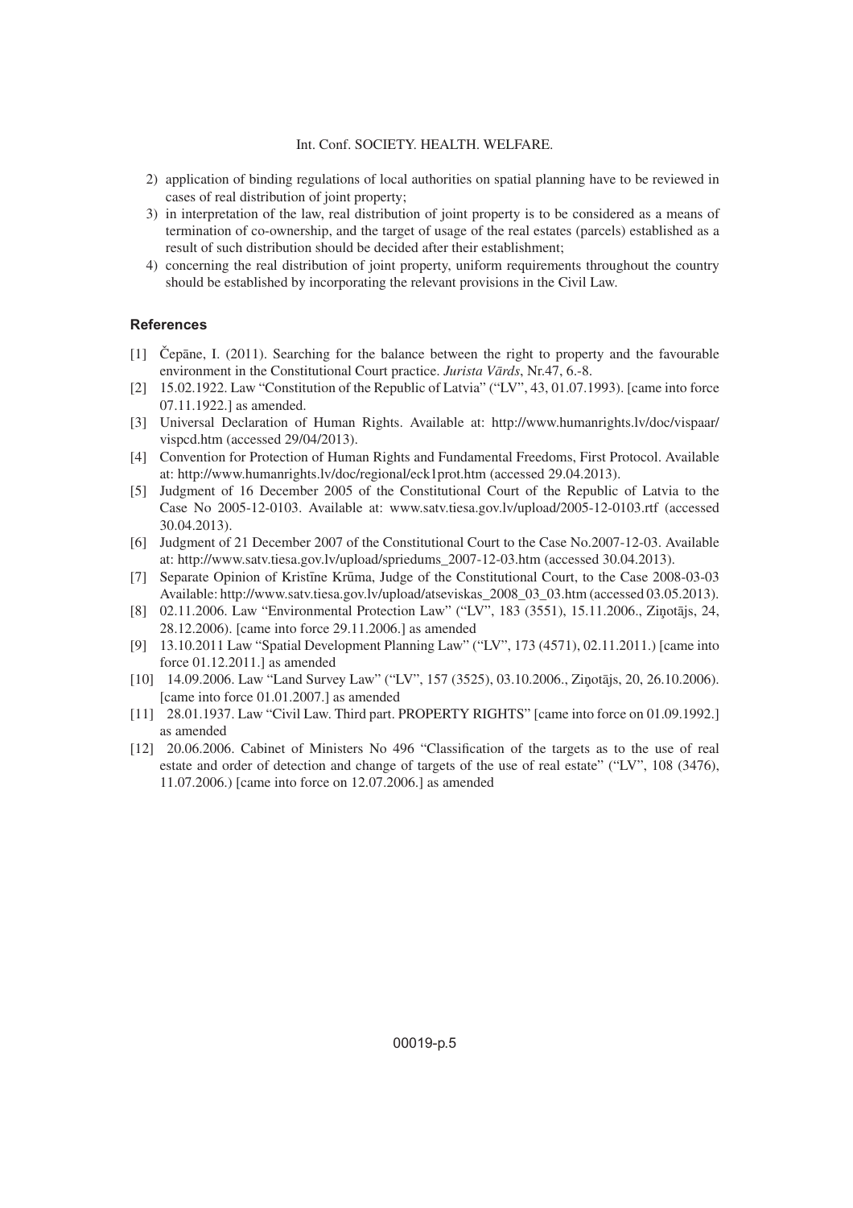2) application of binding regulations of local authorities on spatial planning have to be reviewed in cases of real distribution of joint property;
3) in interpretation of the law, real distribution of joint property is to be considered as a means of termination of co-ownership, and the target of usage of the real estates (parcels) established as a result of such distribution should be decided after their establishment;
4) concerning the real distribution of joint property, uniform requirements throughout the country should be established by incorporating the relevant provisions in the Civil Law.

## References

[1] Čepāne, I. (2011). Searching for the balance between the right to property and the favourable environment in the Constitutional Court practice. *Jurista Vārds*, Nr.47, 6.-8.

[2] 15.02.1922. Law "Constitution of the Republic of Latvia" ("LV", 43, 01.07.1993). [came into force 07.11.1922.] as amended.

[3] Universal Declaration of Human Rights. Available at: http://www.humanrights.lv/doc/vispaar/vispcd.htm (accessed 29/04/2013).

[4] Convention for Protection of Human Rights and Fundamental Freedoms, First Protocol. Available at: http://www.humanrights.lv/doc/regional/eck1prot.htm (accessed 29.04.2013).

[5] Judgment of 16 December 2005 of the Constitutional Court of the Republic of Latvia to the Case No 2005-12-0103. Available at: www.satv.tiesa.gov.lv/upload/2005-12-0103.rtf (accessed 30.04.2013).

[6] Judgment of 21 December 2007 of the Constitutional Court to the Case No.2007-12-03. Available at: http://www.satv.tiesa.gov.lv/upload/spriedums_2007-12-03.htm (accessed 30.04.2013).

[7] Separate Opinion of Kristīne Krūma, Judge of the Constitutional Court, to the Case 2008-03-03 Available: http://www.satv.tiesa.gov.lv/upload/atseviskas_2008_03_03.htm (accessed 03.05.2013).

[8] 02.11.2006. Law "Environmental Protection Law" ("LV", 183 (3551), 15.11.2006., Ziņotājs, 24, 28.12.2006). [came into force 29.11.2006.] as amended

[9] 13.10.2011 Law "Spatial Development Planning Law" ("LV", 173 (4571), 02.11.2011.) [came into force 01.12.2011.] as amended

[10] 14.09.2006. Law "Land Survey Law" ("LV", 157 (3525), 03.10.2006., Ziņotājs, 20, 26.10.2006). [came into force 01.01.2007.] as amended

[11] 28.01.1937. Law "Civil Law. Third part. PROPERTY RIGHTS" [came into force on 01.09.1992.] as amended

[12] 20.06.2006. Cabinet of Ministers No 496 "Classification of the targets as to the use of real estate and order of detection and change of targets of the use of real estate" ("LV", 108 (3476), 11.07.2006.) [came into force on 12.07.2006.] as amended